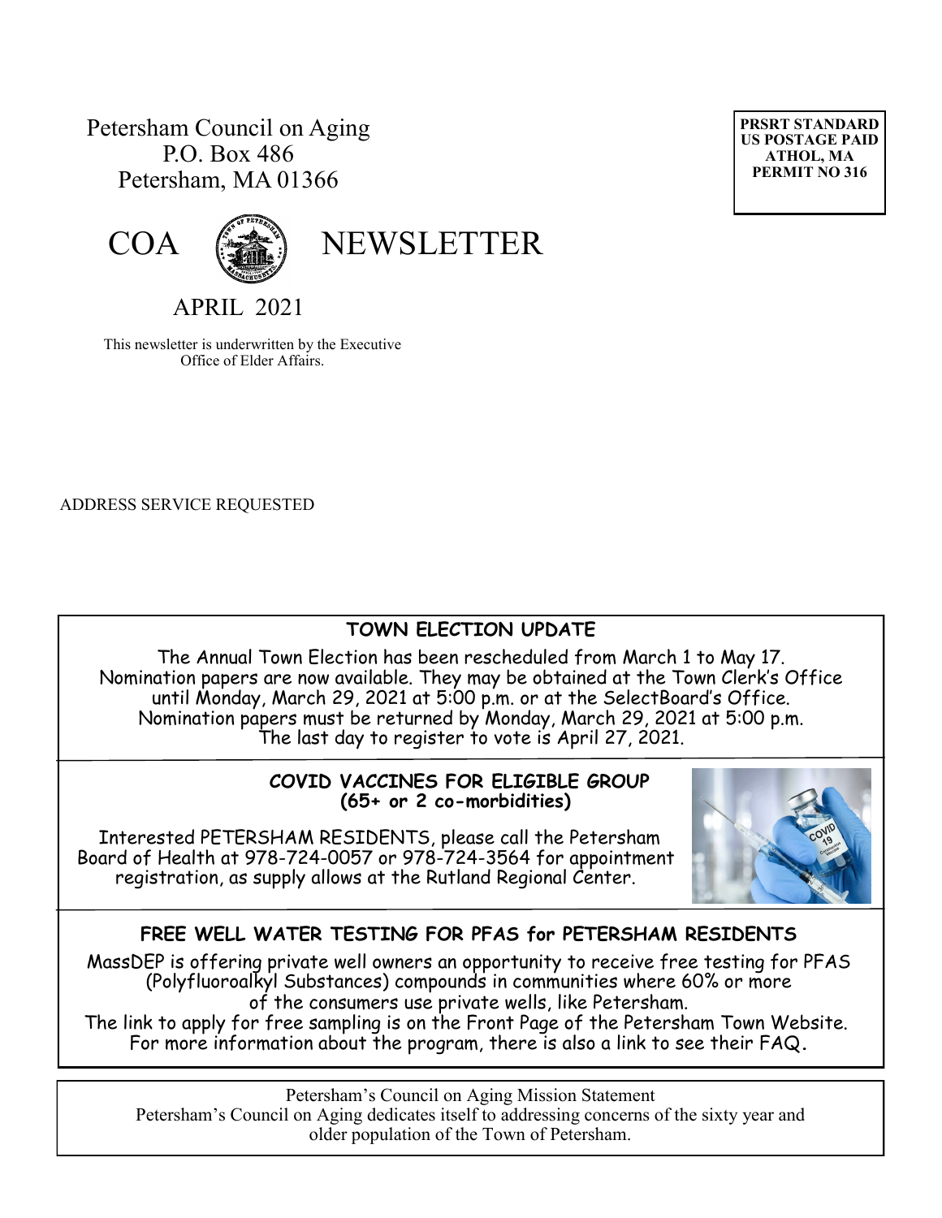Petersham Council on Aging
P.O. Box 486
Petersham, MA 01366

**PRSRT STANDARD**
**US POSTAGE PAID**
**ATHOL, MA**
**PERMIT NO 316**

# COA NEWSLETTER

## APRIL 2021

This newsletter is underwritten by the Executive Office of Elder Affairs.

ADDRESS SERVICE REQUESTED

### TOWN ELECTION UPDATE

The Annual Town Election has been rescheduled from March 1 to May 17. Nomination papers are now available. They may be obtained at the Town Clerk's Office until Monday, March 29, 2021 at 5:00 p.m. or at the SelectBoard's Office. Nomination papers must be returned by Monday, March 29, 2021 at 5:00 p.m. The last day to register to vote is April 27, 2021.

### COVID VACCINES FOR ELIGIBLE GROUP (65+ or 2 co-morbidities)

Interested PETERSHAM RESIDENTS, please call the Petersham Board of Health at 978-724-0057 or 978-724-3564 for appointment registration, as supply allows at the Rutland Regional Center.

### FREE WELL WATER TESTING FOR PFAS for PETERSHAM RESIDENTS

MassDEP is offering private well owners an opportunity to receive free testing for PFAS (Polyfluoroalkyl Substances) compounds in communities where 60% or more of the consumers use private wells, like Petersham.
The link to apply for free sampling is on the Front Page of the Petersham Town Website. For more information about the program, there is also a link to see their FAQ.

Petersham's Council on Aging Mission Statement
Petersham's Council on Aging dedicates itself to addressing concerns of the sixty year and older population of the Town of Petersham.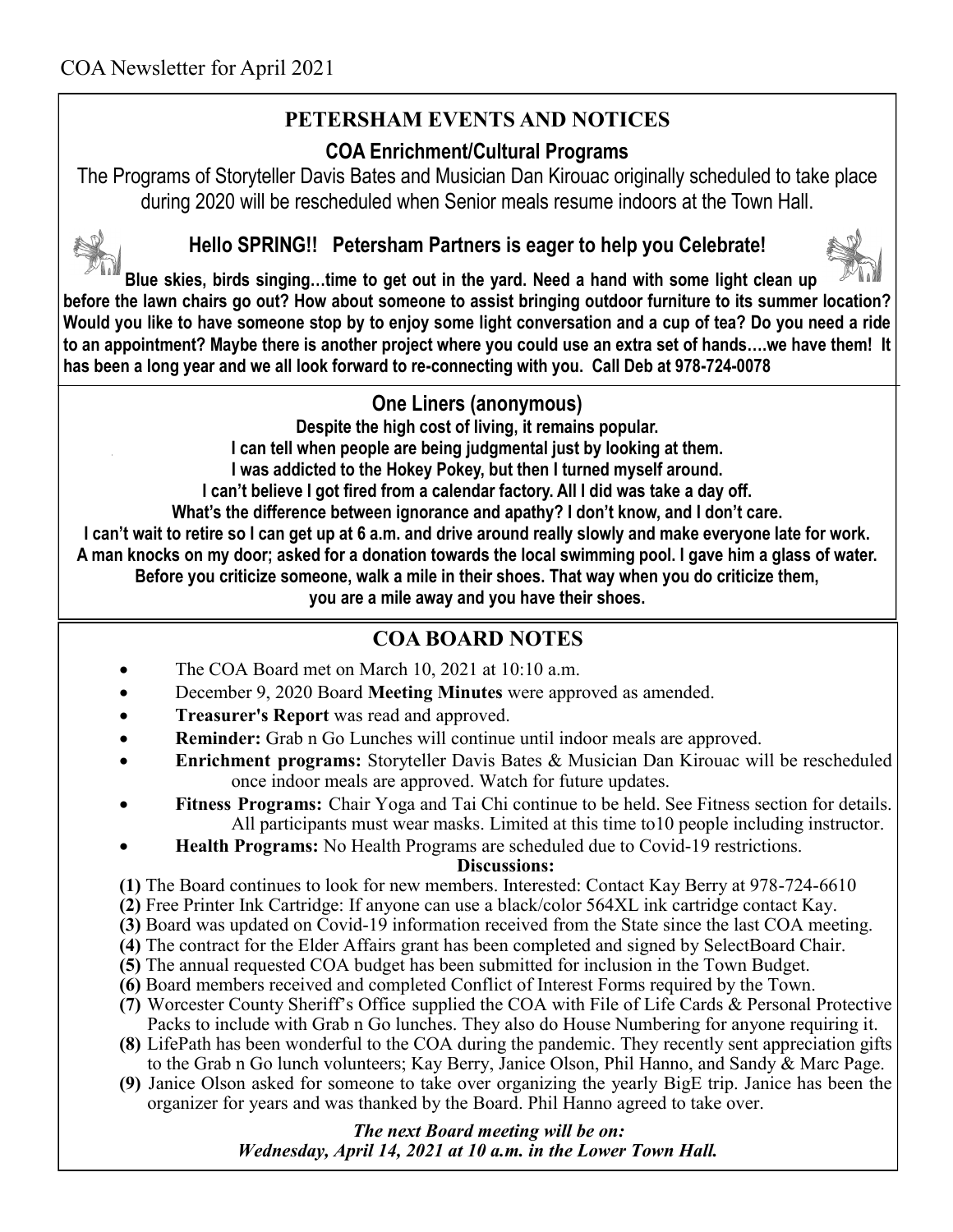COA Newsletter for April 2021

## PETERSHAM EVENTS AND NOTICES

### COA Enrichment/Cultural Programs

The Programs of Storyteller Davis Bates and Musician Dan Kirouac originally scheduled to take place during 2020 will be rescheduled when Senior meals resume indoors at the Town Hall.

### Hello SPRING!! Petersham Partners is eager to help you Celebrate!

**Blue skies, birds singing…time to get out in the yard. Need a hand with some light clean up before the lawn chairs go out? How about someone to assist bringing outdoor furniture to its summer location? Would you like to have someone stop by to enjoy some light conversation and a cup of tea? Do you need a ride to an appointment? Maybe there is another project where you could use an extra set of hands….we have them! It has been a long year and we all look forward to re-connecting with you. Call Deb at 978-724-0078**

### One Liners (anonymous)

**Despite the high cost of living, it remains popular.**
**I can tell when people are being judgmental just by looking at them.**
**I was addicted to the Hokey Pokey, but then I turned myself around.**
**I can't believe I got fired from a calendar factory. All I did was take a day off.**
**What's the difference between ignorance and apathy? I don't know, and I don't care.**
**I can't wait to retire so I can get up at 6 a.m. and drive around really slowly and make everyone late for work.**
**A man knocks on my door; asked for a donation towards the local swimming pool. I gave him a glass of water.**
**Before you criticize someone, walk a mile in their shoes. That way when you do criticize them, you are a mile away and you have their shoes.**

## COA BOARD NOTES

- The COA Board met on March 10, 2021 at 10:10 a.m.
- December 9, 2020 Board **Meeting Minutes** were approved as amended.
- **Treasurer's Report** was read and approved.
- **Reminder:** Grab n Go Lunches will continue until indoor meals are approved.
- **Enrichment programs:** Storyteller Davis Bates & Musician Dan Kirouac will be rescheduled once indoor meals are approved. Watch for future updates.
- **Fitness Programs:** Chair Yoga and Tai Chi continue to be held. See Fitness section for details. All participants must wear masks. Limited at this time to10 people including instructor.
- **Health Programs:** No Health Programs are scheduled due to Covid-19 restrictions.

**Discussions:**

**(1)** The Board continues to look for new members. Interested: Contact Kay Berry at 978-724-6610
**(2)** Free Printer Ink Cartridge: If anyone can use a black/color 564XL ink cartridge contact Kay.
**(3)** Board was updated on Covid-19 information received from the State since the last COA meeting.
**(4)** The contract for the Elder Affairs grant has been completed and signed by SelectBoard Chair.
**(5)** The annual requested COA budget has been submitted for inclusion in the Town Budget.
**(6)** Board members received and completed Conflict of Interest Forms required by the Town.
**(7)** Worcester County Sheriff's Office supplied the COA with File of Life Cards & Personal Protective Packs to include with Grab n Go lunches. They also do House Numbering for anyone requiring it.
**(8)** LifePath has been wonderful to the COA during the pandemic. They recently sent appreciation gifts to the Grab n Go lunch volunteers; Kay Berry, Janice Olson, Phil Hanno, and Sandy & Marc Page.
**(9)** Janice Olson asked for someone to take over organizing the yearly BigE trip. Janice has been the organizer for years and was thanked by the Board. Phil Hanno agreed to take over.

***The next Board meeting will be on:***
***Wednesday, April 14, 2021 at 10 a.m. in the Lower Town Hall.***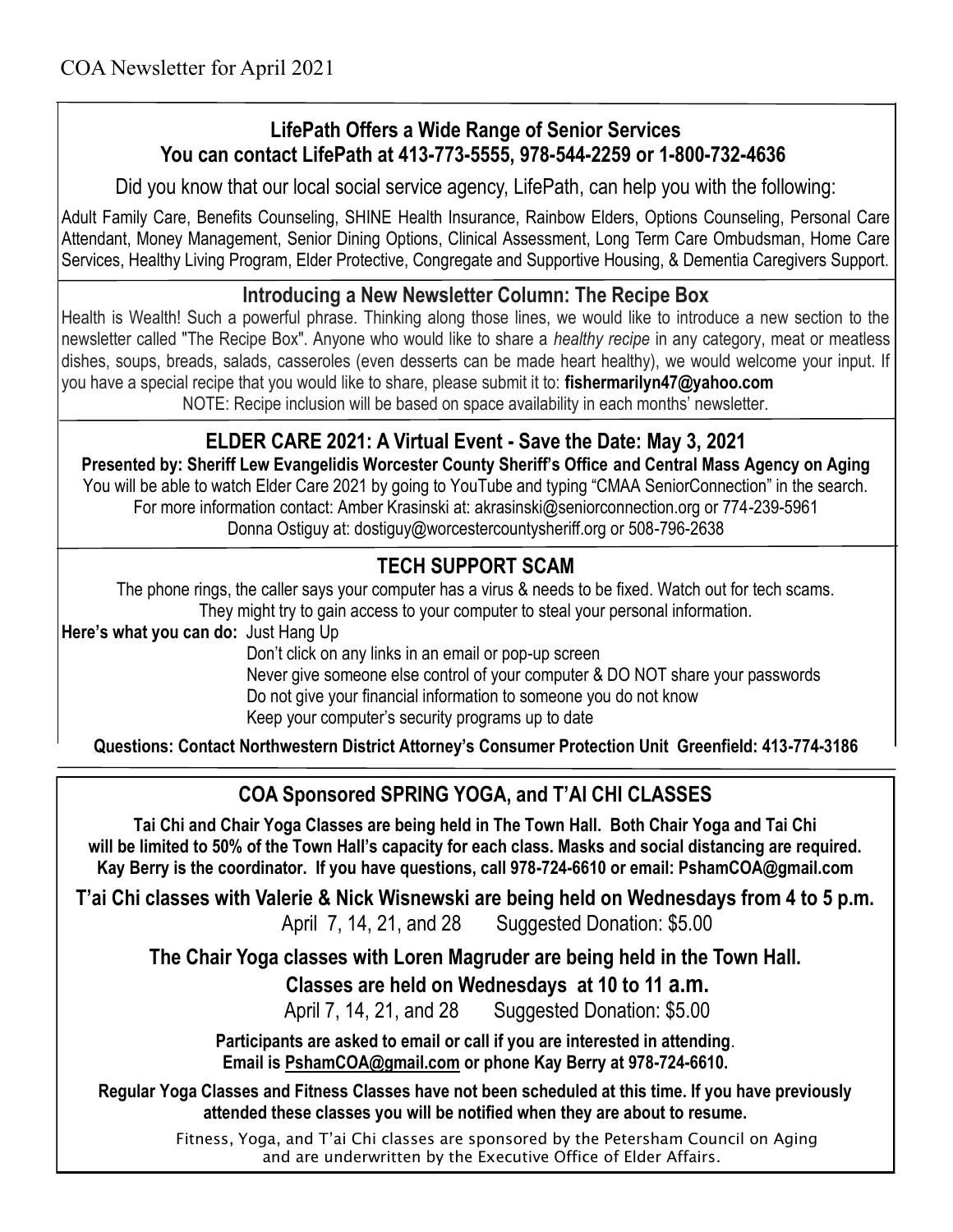COA Newsletter for April 2021

## LifePath Offers a Wide Range of Senior Services
**You can contact LifePath at 413-773-5555, 978-544-2259 or 1-800-732-4636**

Did you know that our local social service agency, LifePath, can help you with the following:

Adult Family Care, Benefits Counseling, SHINE Health Insurance, Rainbow Elders, Options Counseling, Personal Care Attendant, Money Management, Senior Dining Options, Clinical Assessment, Long Term Care Ombudsman, Home Care Services, Healthy Living Program, Elder Protective, Congregate and Supportive Housing, & Dementia Caregivers Support.

## Introducing a New Newsletter Column: The Recipe Box

Health is Wealth! Such a powerful phrase. Thinking along those lines, we would like to introduce a new section to the newsletter called "The Recipe Box". Anyone who would like to share a *healthy recipe* in any category, meat or meatless dishes, soups, breads, salads, casseroles (even desserts can be made heart healthy), we would welcome your input. If you have a special recipe that you would like to share, please submit it to: **fishermarilyn47@yahoo.com**

NOTE: Recipe inclusion will be based on space availability in each months' newsletter.

## ELDER CARE 2021: A Virtual Event - Save the Date: May 3, 2021

**Presented by: Sheriff Lew Evangelidis Worcester County Sheriff's Office and Central Mass Agency on Aging**

You will be able to watch Elder Care 2021 by going to YouTube and typing "CMAA SeniorConnection" in the search.

For more information contact: Amber Krasinski at: akrasinski@seniorconnection.org or 774-239-5961

Donna Ostiguy at: dostiguy@worcestercountysheriff.org or 508-796-2638

## TECH SUPPORT SCAM

The phone rings, the caller says your computer has a virus & needs to be fixed. Watch out for tech scams. They might try to gain access to your computer to steal your personal information.

**Here's what you can do:** Just Hang Up

- Don't click on any links in an email or pop-up screen
- Never give someone else control of your computer & DO NOT share your passwords
- Do not give your financial information to someone you do not know
- Keep your computer's security programs up to date

**Questions: Contact Northwestern District Attorney's Consumer Protection Unit Greenfield: 413-774-3186**

## COA Sponsored SPRING YOGA, and T'AI CHI CLASSES

**Tai Chi and Chair Yoga Classes are being held in The Town Hall. Both Chair Yoga and Tai Chi will be limited to 50% of the Town Hall's capacity for each class. Masks and social distancing are required. Kay Berry is the coordinator. If you have questions, call 978-724-6610 or email: PshamCOA@gmail.com**

**T'ai Chi classes with Valerie & Nick Wisnewski are being held on Wednesdays from 4 to 5 p.m.**

April 7, 14, 21, and 28 Suggested Donation: $5.00

**The Chair Yoga classes with Loren Magruder are being held in the Town Hall.**

**Classes are held on Wednesdays at 10 to 11 a.m.**

April 7, 14, 21, and 28 Suggested Donation: $5.00

**Participants are asked to email or call if you are interested in attending**.
**Email is PshamCOA@gmail.com or phone Kay Berry at 978-724-6610.**

**Regular Yoga Classes and Fitness Classes have not been scheduled at this time. If you have previously attended these classes you will be notified when they are about to resume.**

Fitness, Yoga, and T'ai Chi classes are sponsored by the Petersham Council on Aging and are underwritten by the Executive Office of Elder Affairs.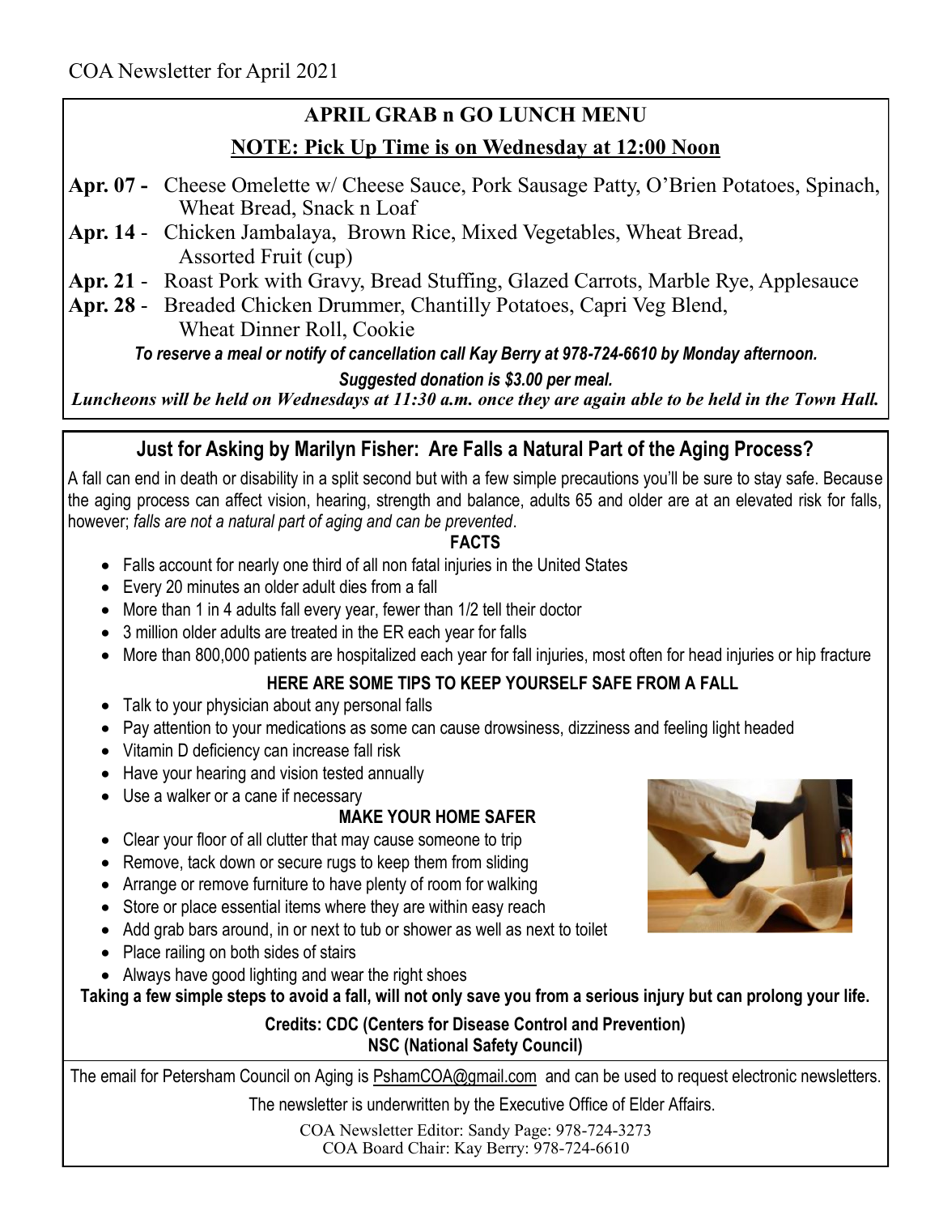COA Newsletter for April 2021

## APRIL GRAB n GO LUNCH MENU

**NOTE: Pick Up Time is on Wednesday at 12:00 Noon**

**Apr. 07 -** Cheese Omelette w/ Cheese Sauce, Pork Sausage Patty, O'Brien Potatoes, Spinach, Wheat Bread, Snack n Loaf

**Apr. 14** - Chicken Jambalaya, Brown Rice, Mixed Vegetables, Wheat Bread, Assorted Fruit (cup)

**Apr. 21** - Roast Pork with Gravy, Bread Stuffing, Glazed Carrots, Marble Rye, Applesauce

**Apr. 28** - Breaded Chicken Drummer, Chantilly Potatoes, Capri Veg Blend, Wheat Dinner Roll, Cookie

***To reserve a meal or notify of cancellation call Kay Berry at 978-724-6610 by Monday afternoon.***

***Suggested donation is $3.00 per meal.***

***Luncheons will be held on Wednesdays at 11:30 a.m. once they are again able to be held in the Town Hall.***

## Just for Asking by Marilyn Fisher: Are Falls a Natural Part of the Aging Process?

A fall can end in death or disability in a split second but with a few simple precautions you'll be sure to stay safe. Because the aging process can affect vision, hearing, strength and balance, adults 65 and older are at an elevated risk for falls, however; *falls are not a natural part of aging and can be prevented*.

**FACTS**

- Falls account for nearly one third of all non fatal injuries in the United States
- Every 20 minutes an older adult dies from a fall
- More than 1 in 4 adults fall every year, fewer than 1/2 tell their doctor
- 3 million older adults are treated in the ER each year for falls
- More than 800,000 patients are hospitalized each year for fall injuries, most often for head injuries or hip fracture

**HERE ARE SOME TIPS TO KEEP YOURSELF SAFE FROM A FALL**

- Talk to your physician about any personal falls
- Pay attention to your medications as some can cause drowsiness, dizziness and feeling light headed
- Vitamin D deficiency can increase fall risk
- Have your hearing and vision tested annually
- Use a walker or a cane if necessary

**MAKE YOUR HOME SAFER**

- Clear your floor of all clutter that may cause someone to trip
- Remove, tack down or secure rugs to keep them from sliding
- Arrange or remove furniture to have plenty of room for walking
- Store or place essential items where they are within easy reach
- Add grab bars around, in or next to tub or shower as well as next to toilet
- Place railing on both sides of stairs
- Always have good lighting and wear the right shoes

**Taking a few simple steps to avoid a fall, will not only save you from a serious injury but can prolong your life.**

**Credits: CDC (Centers for Disease Control and Prevention)**
**NSC (National Safety Council)**

The email for Petersham Council on Aging is PshamCOA@gmail.com and can be used to request electronic newsletters.

The newsletter is underwritten by the Executive Office of Elder Affairs.

COA Newsletter Editor: Sandy Page: 978-724-3273
COA Board Chair: Kay Berry: 978-724-6610